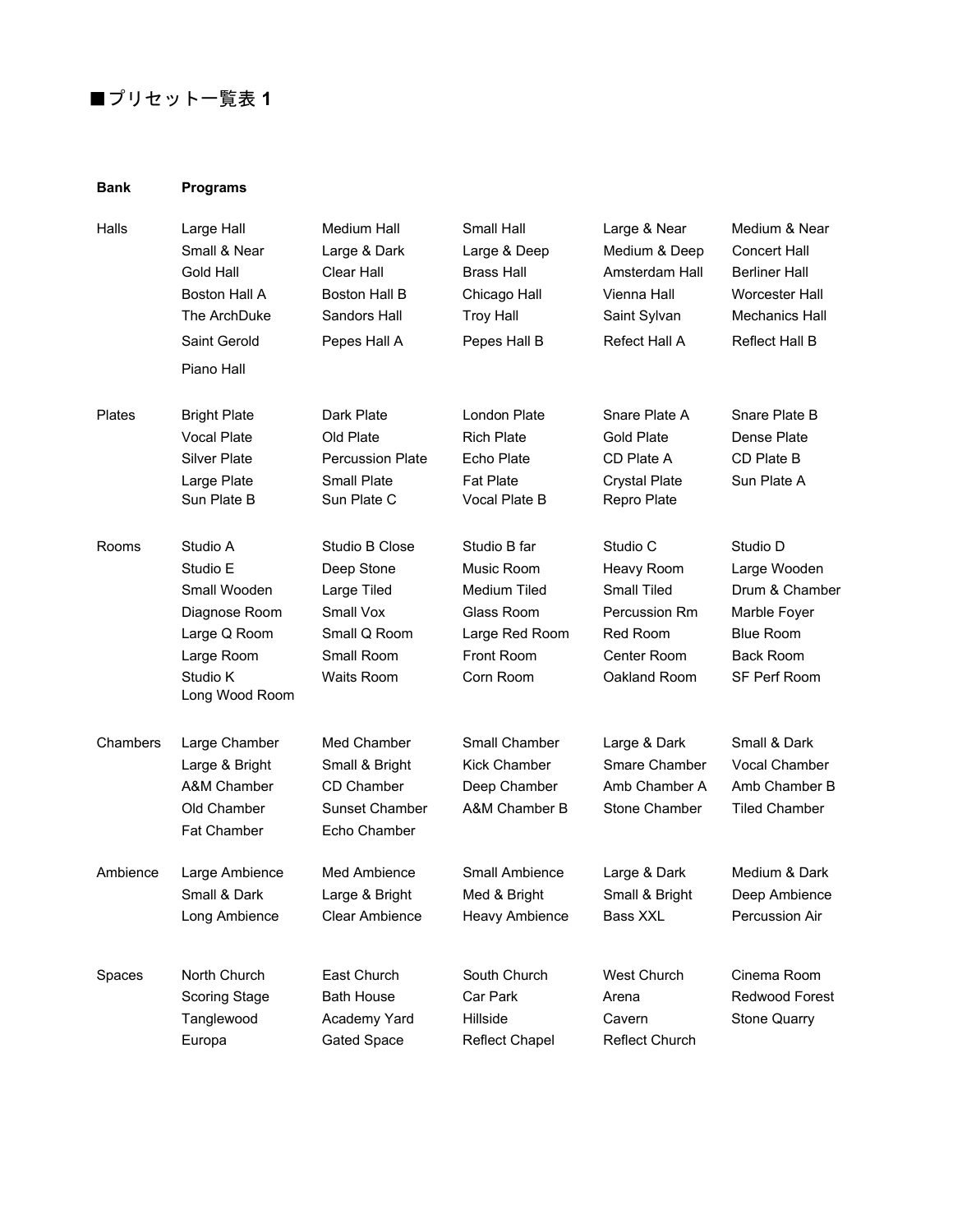## ■プリセット一覧表 1

| Bank | Programs | | | | |
|---|---|---|---|---|---|
| Halls | Large Hall | Medium Hall | Small Hall | Large & Near | Medium & Near |
| | Small & Near | Large & Dark | Large & Deep | Medium & Deep | Concert Hall |
| | Gold Hall | Clear Hall | Brass Hall | Amsterdam Hall | Berliner Hall |
| | Boston Hall A | Boston Hall B | Chicago Hall | Vienna Hall | Worcester Hall |
| | The ArchDuke | Sandors Hall | Troy Hall | Saint Sylvan | Mechanics Hall |
| | Saint Gerold | Pepes Hall A | Pepes Hall B | Refect Hall A | Reflect Hall B |
| | Piano Hall | | | | |
| Plates | Bright Plate | Dark Plate | London Plate | Snare Plate A | Snare Plate B |
| | Vocal Plate | Old Plate | Rich Plate | Gold Plate | Dense Plate |
| | Silver Plate | Percussion Plate | Echo Plate | CD Plate A | CD Plate B |
| | Large Plate | Small Plate | Fat Plate | Crystal Plate | Sun Plate A |
| | Sun Plate B | Sun Plate C | Vocal Plate B | Repro Plate | |
| Rooms | Studio A | Studio B Close | Studio B far | Studio C | Studio D |
| | Studio E | Deep Stone | Music Room | Heavy Room | Large Wooden |
| | Small Wooden | Large Tiled | Medium Tiled | Small Tiled | Drum & Chamber |
| | Diagnose Room | Small Vox | Glass Room | Percussion Rm | Marble Foyer |
| | Large Q Room | Small Q Room | Large Red Room | Red Room | Blue Room |
| | Large Room | Small Room | Front Room | Center Room | Back Room |
| | Studio K | Waits Room | Corn Room | Oakland Room | SF Perf Room |
| | Long Wood Room | | | | |
| Chambers | Large Chamber | Med Chamber | Small Chamber | Large & Dark | Small & Dark |
| | Large & Bright | Small & Bright | Kick Chamber | Smare Chamber | Vocal Chamber |
| | A&M Chamber | CD Chamber | Deep Chamber | Amb Chamber A | Amb Chamber B |
| | Old Chamber | Sunset Chamber | A&M Chamber B | Stone Chamber | Tiled Chamber |
| | Fat Chamber | Echo Chamber | | | |
| Ambience | Large Ambience | Med Ambience | Small Ambience | Large & Dark | Medium & Dark |
| | Small & Dark | Large & Bright | Med & Bright | Small & Bright | Deep Ambience |
| | Long Ambience | Clear Ambience | Heavy Ambience | Bass XXL | Percussion Air |
| Spaces | North Church | East Church | South Church | West Church | Cinema Room |
| | Scoring Stage | Bath House | Car Park | Arena | Redwood Forest |
| | Tanglewood | Academy Yard | Hillside | Cavern | Stone Quarry |
| | Europa | Gated Space | Reflect Chapel | Reflect Church | |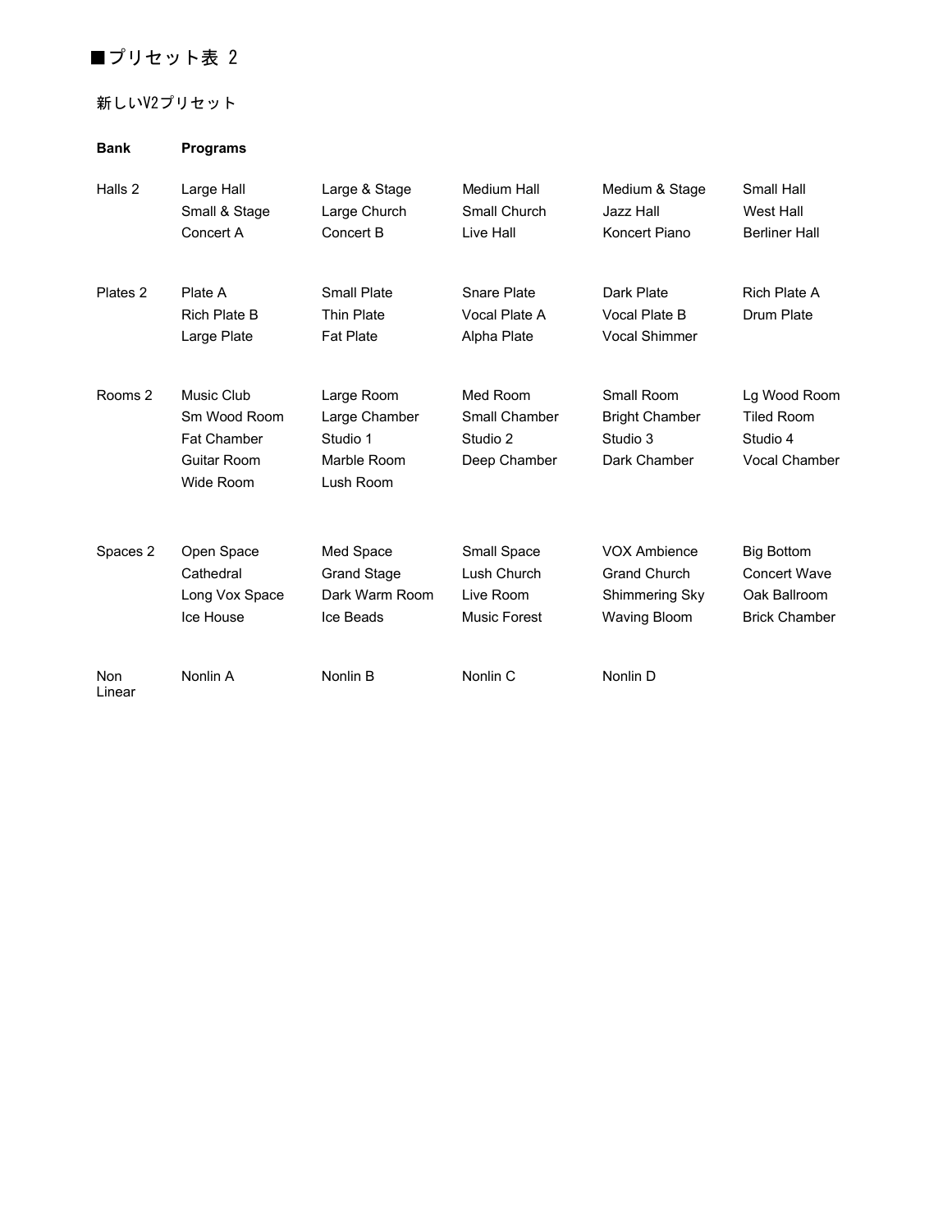## ■プリセット表 2

新しいV2プリセット

| Bank | Programs | | | | |
|---|---|---|---|---|---|
| Halls 2 | Large Hall | Large & Stage | Medium Hall | Medium & Stage | Small Hall |
| | Small & Stage | Large Church | Small Church | Jazz Hall | West Hall |
| | Concert A | Concert B | Live Hall | Koncert Piano | Berliner Hall |
| Plates 2 | Plate A | Small Plate | Snare Plate | Dark Plate | Rich Plate A |
| | Rich Plate B | Thin Plate | Vocal Plate A | Vocal Plate B | Drum Plate |
| | Large Plate | Fat Plate | Alpha Plate | Vocal Shimmer | |
| Rooms 2 | Music Club | Large Room | Med Room | Small Room | Lg Wood Room |
| | Sm Wood Room | Large Chamber | Small Chamber | Bright Chamber | Tiled Room |
| | Fat Chamber | Studio 1 | Studio 2 | Studio 3 | Studio 4 |
| | Guitar Room | Marble Room | Deep Chamber | Dark Chamber | Vocal Chamber |
| | Wide Room | Lush Room | | | |
| Spaces 2 | Open Space | Med Space | Small Space | VOX Ambience | Big Bottom |
| | Cathedral | Grand Stage | Lush Church | Grand Church | Concert Wave |
| | Long Vox Space | Dark Warm Room | Live Room | Shimmering Sky | Oak Ballroom |
| | Ice House | Ice Beads | Music Forest | Waving Bloom | Brick Chamber |
| Non Linear | Nonlin A | Nonlin B | Nonlin C | Nonlin D | |